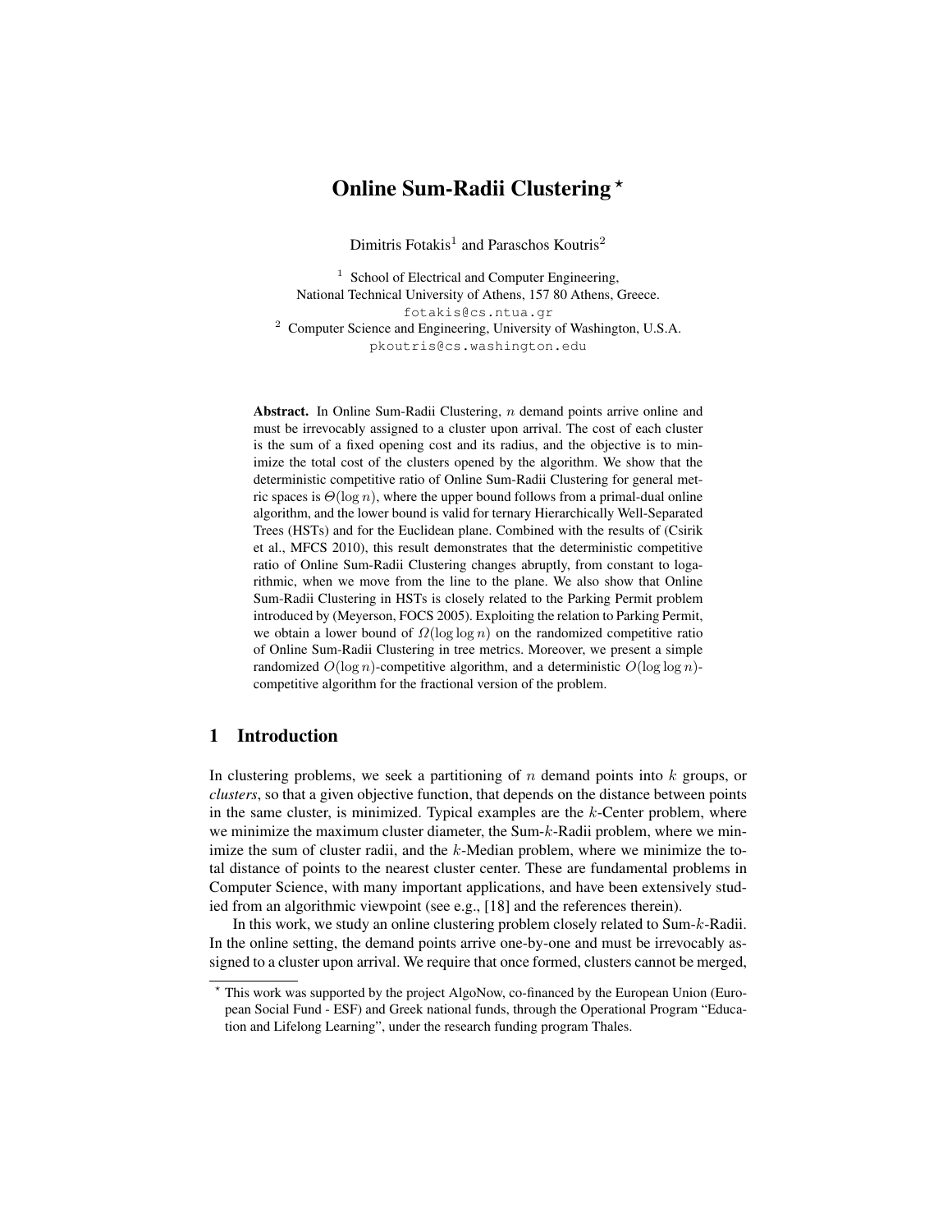# Online Sum-Radii Clustering *

Dimitris Fotakis[1] and Paraschos Koutris[2]

[1] School of Electrical and Computer Engineering, National Technical University of Athens, 157 80 Athens, Greece. fotakis@cs.ntua.gr

[2] Computer Science and Engineering, University of Washington, U.S.A. pkoutris@cs.washington.edu

**Abstract.** In Online Sum-Radii Clustering, $n$ demand points arrive online and must be irrevocably assigned to a cluster upon arrival. The cost of each cluster is the sum of a fixed opening cost and its radius, and the objective is to minimize the total cost of the clusters opened by the algorithm. We show that the deterministic competitive ratio of Online Sum-Radii Clustering for general metric spaces is $\Theta(\log n)$, where the upper bound follows from a primal-dual online algorithm, and the lower bound is valid for ternary Hierarchically Well-Separated Trees (HSTs) and for the Euclidean plane. Combined with the results of (Csirik et al., MFCS 2010), this result demonstrates that the deterministic competitive ratio of Online Sum-Radii Clustering changes abruptly, from constant to logarithmic, when we move from the line to the plane. We also show that Online Sum-Radii Clustering in HSTs is closely related to the Parking Permit problem introduced by (Meyerson, FOCS 2005). Exploiting the relation to Parking Permit, we obtain a lower bound of $\Omega(\log \log n)$ on the randomized competitive ratio of Online Sum-Radii Clustering in tree metrics. Moreover, we present a simple randomized $O(\log n)$-competitive algorithm, and a deterministic $O(\log \log n)$-competitive algorithm for the fractional version of the problem.

## 1 Introduction

In clustering problems, we seek a partitioning of $n$ demand points into $k$ groups, or *clusters*, so that a given objective function, that depends on the distance between points in the same cluster, is minimized. Typical examples are the $k$-Center problem, where we minimize the maximum cluster diameter, the Sum-$k$-Radii problem, where we minimize the sum of cluster radii, and the $k$-Median problem, where we minimize the total distance of points to the nearest cluster center. These are fundamental problems in Computer Science, with many important applications, and have been extensively studied from an algorithmic viewpoint (see e.g., [18] and the references therein).

In this work, we study an online clustering problem closely related to Sum-$k$-Radii. In the online setting, the demand points arrive one-by-one and must be irrevocably assigned to a cluster upon arrival. We require that once formed, clusters cannot be merged,

* This work was supported by the project AlgoNow, co-financed by the European Union (European Social Fund - ESF) and Greek national funds, through the Operational Program "Education and Lifelong Learning", under the research funding program Thales.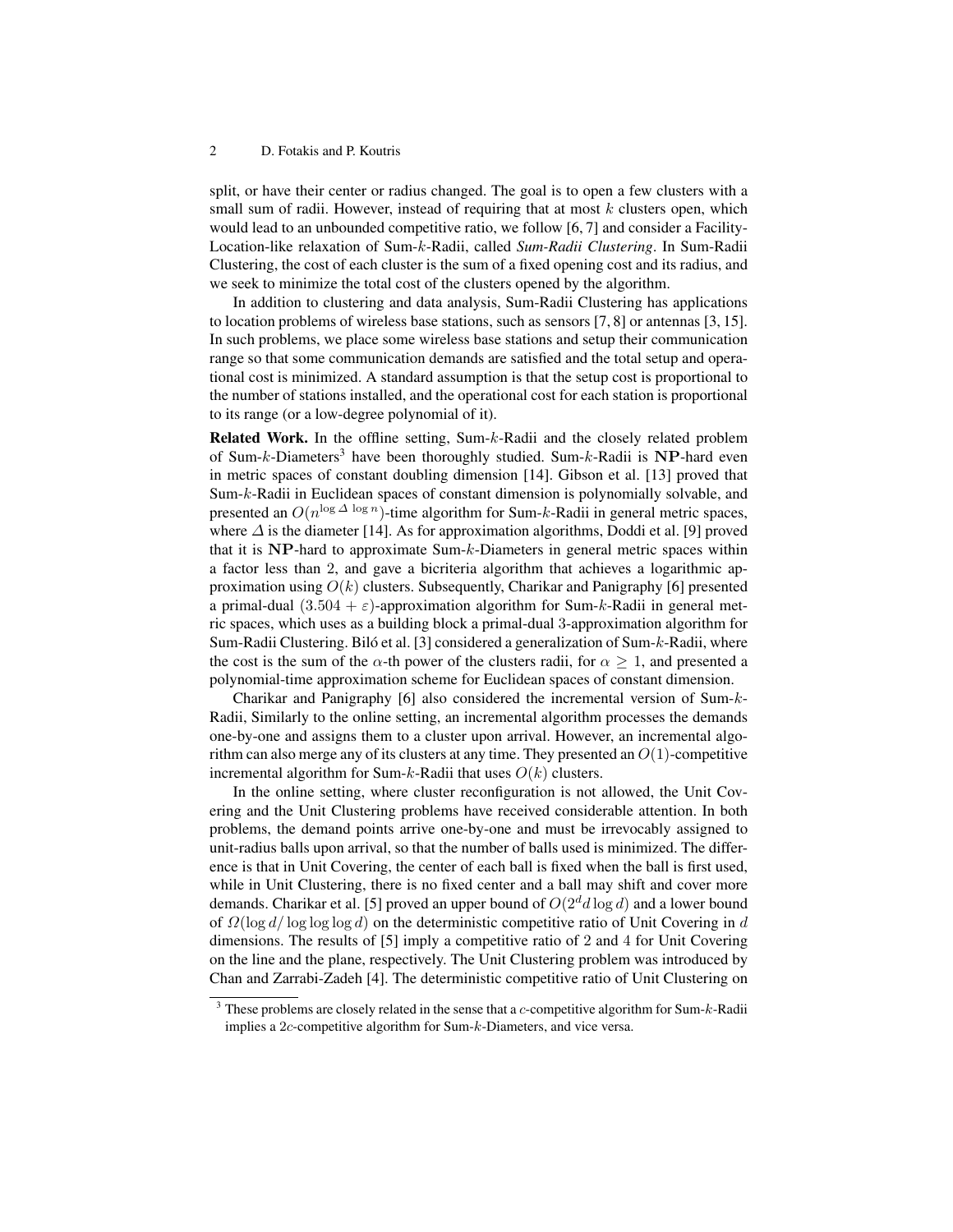split, or have their center or radius changed. The goal is to open a few clusters with a small sum of radii. However, instead of requiring that at most $k$ clusters open, which would lead to an unbounded competitive ratio, we follow [6, 7] and consider a Facility-Location-like relaxation of Sum-$k$-Radii, called *Sum-Radii Clustering*. In Sum-Radii Clustering, the cost of each cluster is the sum of a fixed opening cost and its radius, and we seek to minimize the total cost of the clusters opened by the algorithm.

In addition to clustering and data analysis, Sum-Radii Clustering has applications to location problems of wireless base stations, such as sensors [7, 8] or antennas [3, 15]. In such problems, we place some wireless base stations and setup their communication range so that some communication demands are satisfied and the total setup and operational cost is minimized. A standard assumption is that the setup cost is proportional to the number of stations installed, and the operational cost for each station is proportional to its range (or a low-degree polynomial of it).

**Related Work.** In the offline setting, Sum-$k$-Radii and the closely related problem of Sum-$k$-Diameters[3] have been thoroughly studied. Sum-$k$-Radii is $\mathbf{NP}$-hard even in metric spaces of constant doubling dimension [14]. Gibson et al. [13] proved that Sum-$k$-Radii in Euclidean spaces of constant dimension is polynomially solvable, and presented an $O(n^{\log \Delta \, \log n})$-time algorithm for Sum-$k$-Radii in general metric spaces, where $\Delta$ is the diameter [14]. As for approximation algorithms, Doddi et al. [9] proved that it is $\mathbf{NP}$-hard to approximate Sum-$k$-Diameters in general metric spaces within a factor less than 2, and gave a bicriteria algorithm that achieves a logarithmic approximation using $O(k)$ clusters. Subsequently, Charikar and Panigraphy [6] presented a primal-dual $(3.504 + \varepsilon)$-approximation algorithm for Sum-$k$-Radii in general metric spaces, which uses as a building block a primal-dual 3-approximation algorithm for Sum-Radii Clustering. Biló et al. [3] considered a generalization of Sum-$k$-Radii, where the cost is the sum of the $\alpha$-th power of the clusters radii, for $\alpha \geq 1$, and presented a polynomial-time approximation scheme for Euclidean spaces of constant dimension.

Charikar and Panigraphy [6] also considered the incremental version of Sum-$k$-Radii, Similarly to the online setting, an incremental algorithm processes the demands one-by-one and assigns them to a cluster upon arrival. However, an incremental algorithm can also merge any of its clusters at any time. They presented an $O(1)$-competitive incremental algorithm for Sum-$k$-Radii that uses $O(k)$ clusters.

In the online setting, where cluster reconfiguration is not allowed, the Unit Covering and the Unit Clustering problems have received considerable attention. In both problems, the demand points arrive one-by-one and must be irrevocably assigned to unit-radius balls upon arrival, so that the number of balls used is minimized. The difference is that in Unit Covering, the center of each ball is fixed when the ball is first used, while in Unit Clustering, there is no fixed center and a ball may shift and cover more demands. Charikar et al. [5] proved an upper bound of $O(2^d d \log d)$ and a lower bound of $\Omega(\log d / \log\log\log d)$ on the deterministic competitive ratio of Unit Covering in $d$ dimensions. The results of [5] imply a competitive ratio of 2 and 4 for Unit Covering on the line and the plane, respectively. The Unit Clustering problem was introduced by Chan and Zarrabi-Zadeh [4]. The deterministic competitive ratio of Unit Clustering on

[3] These problems are closely related in the sense that a $c$-competitive algorithm for Sum-$k$-Radii implies a $2c$-competitive algorithm for Sum-$k$-Diameters, and vice versa.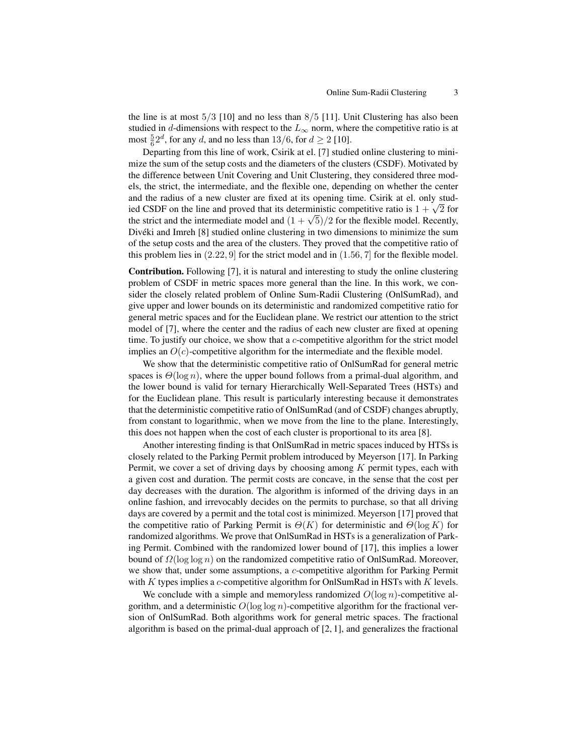the line is at most $5/3$ [10] and no less than $8/5$ [11]. Unit Clustering has also been studied in $d$-dimensions with respect to the $L_\infty$ norm, where the competitive ratio is at most $\frac{5}{6}2^d$, for any $d$, and no less than $13/6$, for $d \geq 2$ [10].

Departing from this line of work, Csirik at el. [7] studied online clustering to minimize the sum of the setup costs and the diameters of the clusters (CSDF). Motivated by the difference between Unit Covering and Unit Clustering, they considered three models, the strict, the intermediate, and the flexible one, depending on whether the center and the radius of a new cluster are fixed at its opening time. Csirik at el. only studied CSDF on the line and proved that its deterministic competitive ratio is $1+\sqrt{2}$ for the strict and the intermediate model and $(1+\sqrt{5})/2$ for the flexible model. Recently, Divéki and Imreh [8] studied online clustering in two dimensions to minimize the sum of the setup costs and the area of the clusters. They proved that the competitive ratio of this problem lies in $(2.22, 9]$ for the strict model and in $(1.56, 7]$ for the flexible model.

**Contribution.** Following [7], it is natural and interesting to study the online clustering problem of CSDF in metric spaces more general than the line. In this work, we consider the closely related problem of Online Sum-Radii Clustering (OnlSumRad), and give upper and lower bounds on its deterministic and randomized competitive ratio for general metric spaces and for the Euclidean plane. We restrict our attention to the strict model of [7], where the center and the radius of each new cluster are fixed at opening time. To justify our choice, we show that a $c$-competitive algorithm for the strict model implies an $O(c)$-competitive algorithm for the intermediate and the flexible model.

We show that the deterministic competitive ratio of OnlSumRad for general metric spaces is $\Theta(\log n)$, where the upper bound follows from a primal-dual algorithm, and the lower bound is valid for ternary Hierarchically Well-Separated Trees (HSTs) and for the Euclidean plane. This result is particularly interesting because it demonstrates that the deterministic competitive ratio of OnlSumRad (and of CSDF) changes abruptly, from constant to logarithmic, when we move from the line to the plane. Interestingly, this does not happen when the cost of each cluster is proportional to its area [8].

Another interesting finding is that OnlSumRad in metric spaces induced by HTSs is closely related to the Parking Permit problem introduced by Meyerson [17]. In Parking Permit, we cover a set of driving days by choosing among $K$ permit types, each with a given cost and duration. The permit costs are concave, in the sense that the cost per day decreases with the duration. The algorithm is informed of the driving days in an online fashion, and irrevocably decides on the permits to purchase, so that all driving days are covered by a permit and the total cost is minimized. Meyerson [17] proved that the competitive ratio of Parking Permit is $\Theta(K)$ for deterministic and $\Theta(\log K)$ for randomized algorithms. We prove that OnlSumRad in HSTs is a generalization of Parking Permit. Combined with the randomized lower bound of [17], this implies a lower bound of $\Omega(\log \log n)$ on the randomized competitive ratio of OnlSumRad. Moreover, we show that, under some assumptions, a $c$-competitive algorithm for Parking Permit with $K$ types implies a $c$-competitive algorithm for OnlSumRad in HSTs with $K$ levels.

We conclude with a simple and memoryless randomized $O(\log n)$-competitive algorithm, and a deterministic $O(\log \log n)$-competitive algorithm for the fractional version of OnlSumRad. Both algorithms work for general metric spaces. The fractional algorithm is based on the primal-dual approach of [2, 1], and generalizes the fractional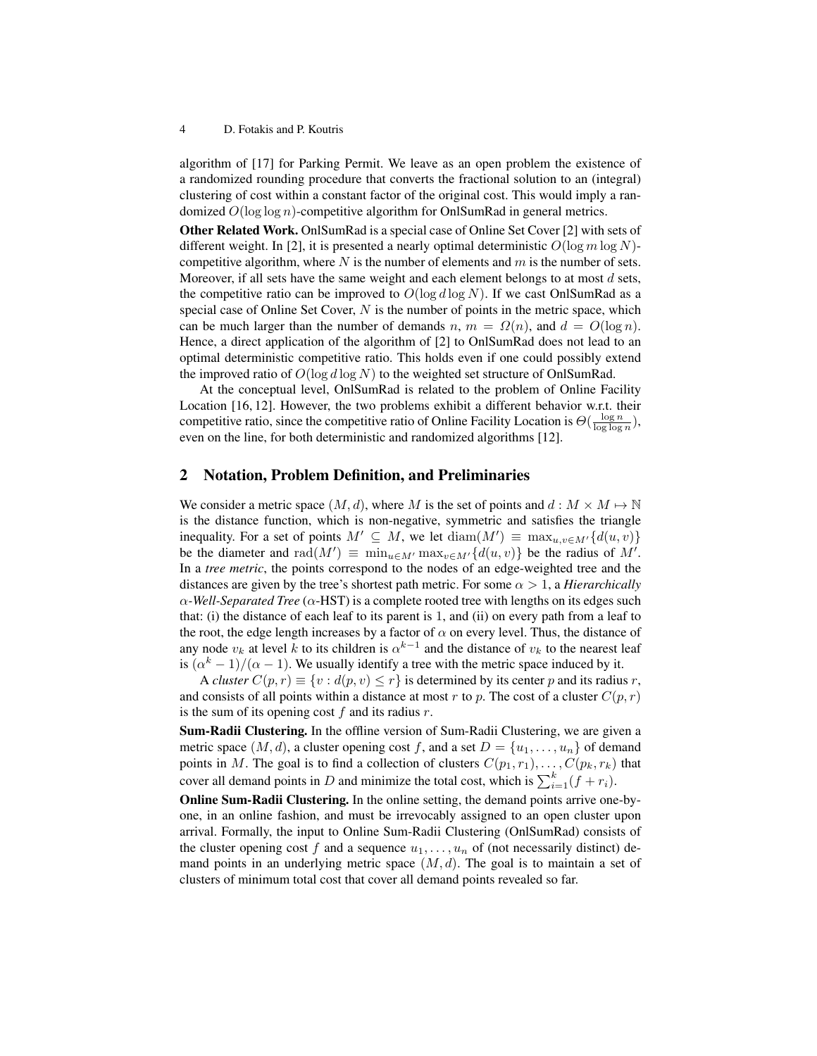algorithm of [17] for Parking Permit. We leave as an open problem the existence of a randomized rounding procedure that converts the fractional solution to an (integral) clustering of cost within a constant factor of the original cost. This would imply a randomized $O(\log\log n)$-competitive algorithm for OnlSumRad in general metrics.

**Other Related Work.** OnlSumRad is a special case of Online Set Cover [2] with sets of different weight. In [2], it is presented a nearly optimal deterministic $O(\log m \log N)$-competitive algorithm, where $N$ is the number of elements and $m$ is the number of sets. Moreover, if all sets have the same weight and each element belongs to at most $d$ sets, the competitive ratio can be improved to $O(\log d \log N)$. If we cast OnlSumRad as a special case of Online Set Cover, $N$ is the number of points in the metric space, which can be much larger than the number of demands $n$, $m = \Omega(n)$, and $d = O(\log n)$. Hence, a direct application of the algorithm of [2] to OnlSumRad does not lead to an optimal deterministic competitive ratio. This holds even if one could possibly extend the improved ratio of $O(\log d \log N)$ to the weighted set structure of OnlSumRad.

At the conceptual level, OnlSumRad is related to the problem of Online Facility Location [16, 12]. However, the two problems exhibit a different behavior w.r.t. their competitive ratio, since the competitive ratio of Online Facility Location is $\Theta(\frac{\log n}{\log\log n})$, even on the line, for both deterministic and randomized algorithms [12].

## 2 Notation, Problem Definition, and Preliminaries

We consider a metric space $(M, d)$, where $M$ is the set of points and $d : M \times M \mapsto \mathbb{N}$ is the distance function, which is non-negative, symmetric and satisfies the triangle inequality. For a set of points $M' \subseteq M$, we let $\mathrm{diam}(M') \equiv \max_{u,v \in M'}\{d(u, v)\}$ be the diameter and $\mathrm{rad}(M') \equiv \min_{u \in M'} \max_{v \in M'}\{d(u, v)\}$ be the radius of $M'$. In a *tree metric*, the points correspond to the nodes of an edge-weighted tree and the distances are given by the tree's shortest path metric. For some $\alpha > 1$, a *Hierarchically $\alpha$-Well-Separated Tree* ($\alpha$-HST) is a complete rooted tree with lengths on its edges such that: (i) the distance of each leaf to its parent is 1, and (ii) on every path from a leaf to the root, the edge length increases by a factor of $\alpha$ on every level. Thus, the distance of any node $v_k$ at level $k$ to its children is $\alpha^{k-1}$ and the distance of $v_k$ to the nearest leaf is $(\alpha^k - 1)/(\alpha - 1)$. We usually identify a tree with the metric space induced by it.

A *cluster* $C(p, r) \equiv \{v : d(p, v) \le r\}$ is determined by its center $p$ and its radius $r$, and consists of all points within a distance at most $r$ to $p$. The cost of a cluster $C(p, r)$ is the sum of its opening cost $f$ and its radius $r$.

**Sum-Radii Clustering.** In the offline version of Sum-Radii Clustering, we are given a metric space $(M, d)$, a cluster opening cost $f$, and a set $D = \{u_1, \dots, u_n\}$ of demand points in $M$. The goal is to find a collection of clusters $C(p_1, r_1), \dots, C(p_k, r_k)$ that cover all demand points in $D$ and minimize the total cost, which is $\sum_{i=1}^{k}(f + r_i)$.

**Online Sum-Radii Clustering.** In the online setting, the demand points arrive one-by-one, in an online fashion, and must be irrevocably assigned to an open cluster upon arrival. Formally, the input to Online Sum-Radii Clustering (OnlSumRad) consists of the cluster opening cost $f$ and a sequence $u_1, \dots, u_n$ of (not necessarily distinct) demand points in an underlying metric space $(M, d)$. The goal is to maintain a set of clusters of minimum total cost that cover all demand points revealed so far.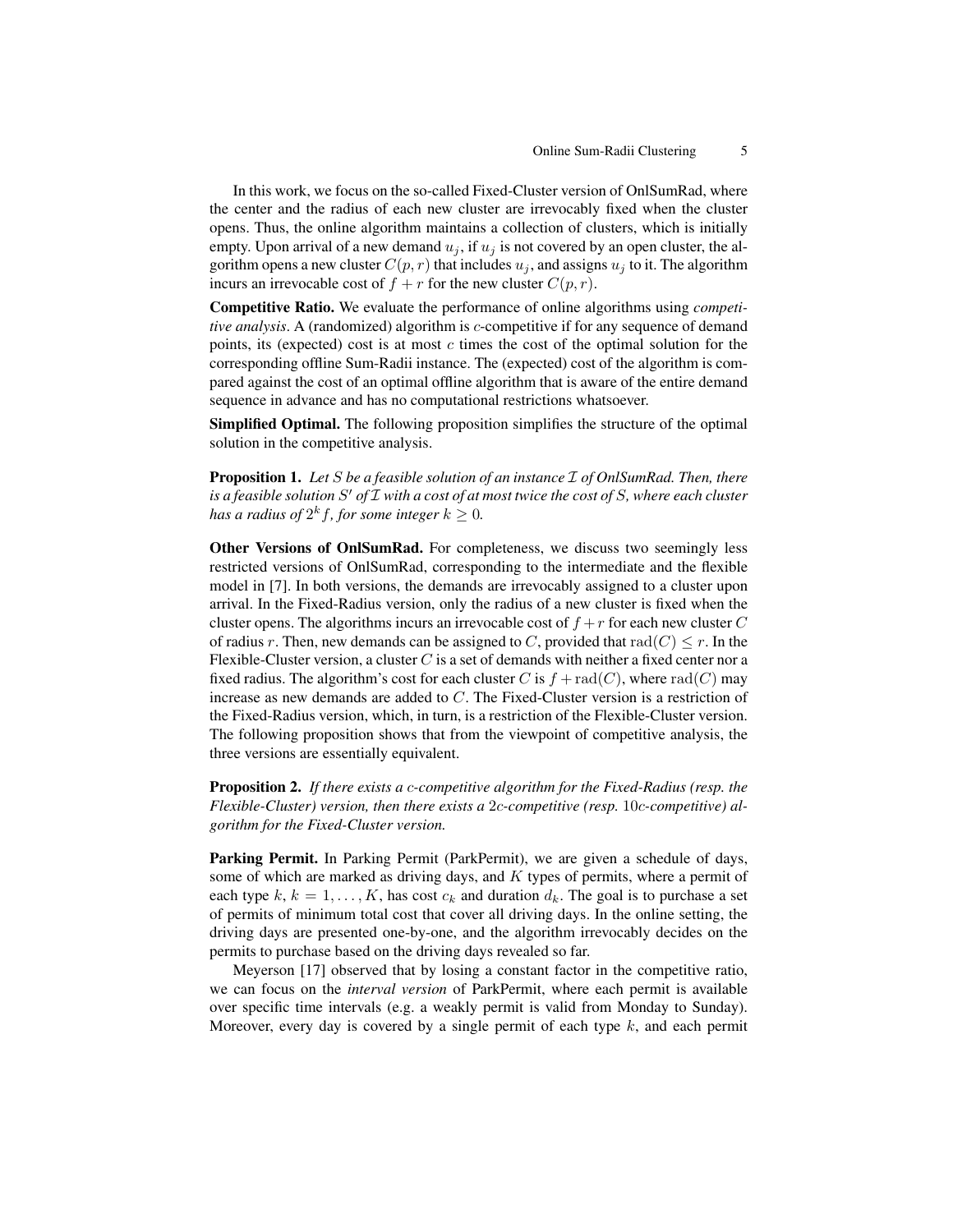In this work, we focus on the so-called Fixed-Cluster version of OnlSumRad, where the center and the radius of each new cluster are irrevocably fixed when the cluster opens. Thus, the online algorithm maintains a collection of clusters, which is initially empty. Upon arrival of a new demand $u_j$, if $u_j$ is not covered by an open cluster, the algorithm opens a new cluster $C(p, r)$ that includes $u_j$, and assigns $u_j$ to it. The algorithm incurs an irrevocable cost of $f + r$ for the new cluster $C(p, r)$.

**Competitive Ratio.** We evaluate the performance of online algorithms using *competitive analysis*. A (randomized) algorithm is $c$-competitive if for any sequence of demand points, its (expected) cost is at most $c$ times the cost of the optimal solution for the corresponding offline Sum-Radii instance. The (expected) cost of the algorithm is compared against the cost of an optimal offline algorithm that is aware of the entire demand sequence in advance and has no computational restrictions whatsoever.

**Simplified Optimal.** The following proposition simplifies the structure of the optimal solution in the competitive analysis.

**Proposition 1.** *Let $S$ be a feasible solution of an instance $\mathcal{I}$ of OnlSumRad. Then, there is a feasible solution $S'$ of $\mathcal{I}$ with a cost of at most twice the cost of $S$, where each cluster has a radius of $2^k f$, for some integer $k \geq 0$.*

**Other Versions of OnlSumRad.** For completeness, we discuss two seemingly less restricted versions of OnlSumRad, corresponding to the intermediate and the flexible model in [7]. In both versions, the demands are irrevocably assigned to a cluster upon arrival. In the Fixed-Radius version, only the radius of a new cluster is fixed when the cluster opens. The algorithms incurs an irrevocable cost of $f + r$ for each new cluster $C$ of radius $r$. Then, new demands can be assigned to $C$, provided that $\mathrm{rad}(C) \leq r$. In the Flexible-Cluster version, a cluster $C$ is a set of demands with neither a fixed center nor a fixed radius. The algorithm's cost for each cluster $C$ is $f + \mathrm{rad}(C)$, where $\mathrm{rad}(C)$ may increase as new demands are added to $C$. The Fixed-Cluster version is a restriction of the Fixed-Radius version, which, in turn, is a restriction of the Flexible-Cluster version. The following proposition shows that from the viewpoint of competitive analysis, the three versions are essentially equivalent.

**Proposition 2.** *If there exists a $c$-competitive algorithm for the Fixed-Radius (resp. the Flexible-Cluster) version, then there exists a $2c$-competitive (resp. $10c$-competitive) algorithm for the Fixed-Cluster version.*

**Parking Permit.** In Parking Permit (ParkPermit), we are given a schedule of days, some of which are marked as driving days, and $K$ types of permits, where a permit of each type $k$, $k = 1, \ldots, K$, has cost $c_k$ and duration $d_k$. The goal is to purchase a set of permits of minimum total cost that cover all driving days. In the online setting, the driving days are presented one-by-one, and the algorithm irrevocably decides on the permits to purchase based on the driving days revealed so far.

Meyerson [17] observed that by losing a constant factor in the competitive ratio, we can focus on the *interval version* of ParkPermit, where each permit is available over specific time intervals (e.g. a weakly permit is valid from Monday to Sunday). Moreover, every day is covered by a single permit of each type $k$, and each permit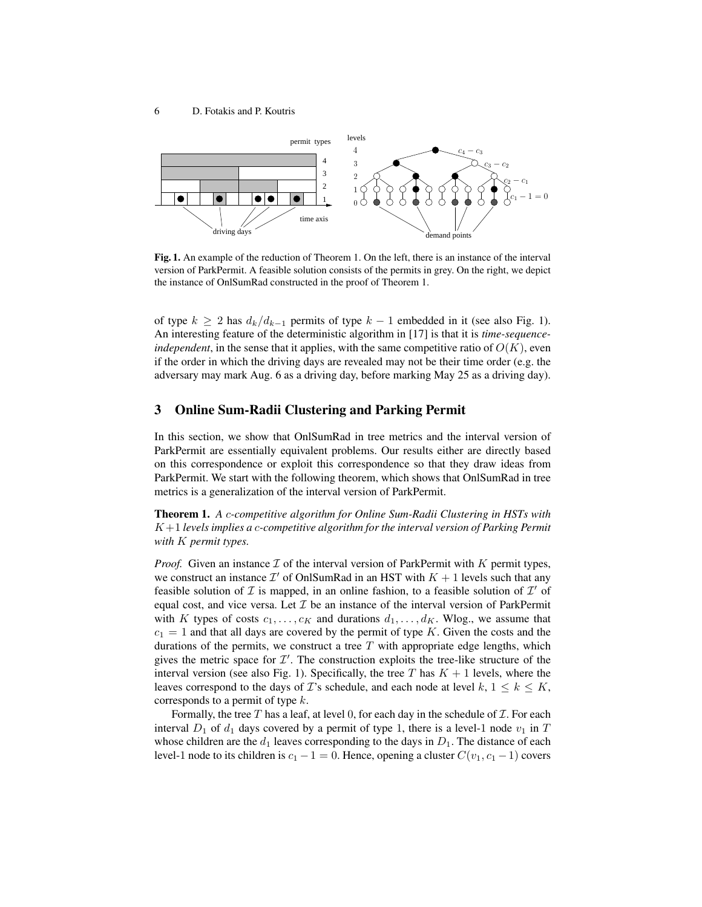**Fig. 1.** An example of the reduction of Theorem 1. On the left, there is an instance of the interval version of ParkPermit. A feasible solution consists of the permits in grey. On the right, we depict the instance of OnlSumRad constructed in the proof of Theorem 1.

of type $k \geq 2$ has $d_k/d_{k-1}$ permits of type $k-1$ embedded in it (see also Fig. 1). An interesting feature of the deterministic algorithm in [17] is that it is *time-sequence-independent*, in the sense that it applies, with the same competitive ratio of $O(K)$, even if the order in which the driving days are revealed may not be their time order (e.g. the adversary may mark Aug. 6 as a driving day, before marking May 25 as a driving day).

## 3 Online Sum-Radii Clustering and Parking Permit

In this section, we show that OnlSumRad in tree metrics and the interval version of ParkPermit are essentially equivalent problems. Our results either are directly based on this correspondence or exploit this correspondence so that they draw ideas from ParkPermit. We start with the following theorem, which shows that OnlSumRad in tree metrics is a generalization of the interval version of ParkPermit.

**Theorem 1.** *A $c$-competitive algorithm for Online Sum-Radii Clustering in HSTs with $K+1$ levels implies a $c$-competitive algorithm for the interval version of Parking Permit with $K$ permit types.*

*Proof.* Given an instance $\mathcal{I}$ of the interval version of ParkPermit with $K$ permit types, we construct an instance $\mathcal{I}'$ of OnlSumRad in an HST with $K+1$ levels such that any feasible solution of $\mathcal{I}$ is mapped, in an online fashion, to a feasible solution of $\mathcal{I}'$ of equal cost, and vice versa. Let $\mathcal{I}$ be an instance of the interval version of ParkPermit with $K$ types of costs $c_1, \ldots, c_K$ and durations $d_1, \ldots, d_K$. Wlog., we assume that $c_1 = 1$ and that all days are covered by the permit of type $K$. Given the costs and the durations of the permits, we construct a tree $T$ with appropriate edge lengths, which gives the metric space for $\mathcal{I}'$. The construction exploits the tree-like structure of the interval version (see also Fig. 1). Specifically, the tree $T$ has $K+1$ levels, where the leaves correspond to the days of $\mathcal{I}$'s schedule, and each node at level $k$, $1 \leq k \leq K$, corresponds to a permit of type $k$.

Formally, the tree $T$ has a leaf, at level 0, for each day in the schedule of $\mathcal{I}$. For each interval $D_1$ of $d_1$ days covered by a permit of type 1, there is a level-1 node $v_1$ in $T$ whose children are the $d_1$ leaves corresponding to the days in $D_1$. The distance of each level-1 node to its children is $c_1 - 1 = 0$. Hence, opening a cluster $C(v_1, c_1 - 1)$ covers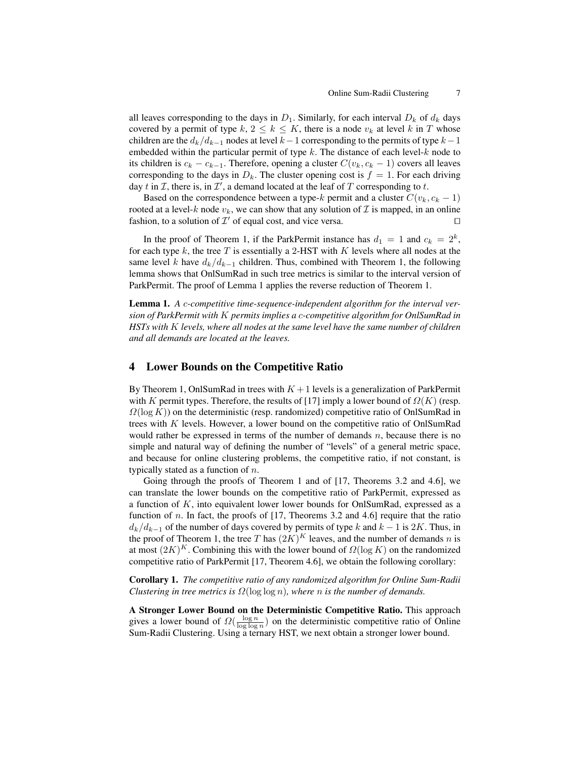all leaves corresponding to the days in $D_1$. Similarly, for each interval $D_k$ of $d_k$ days covered by a permit of type $k$, $2 \le k \le K$, there is a node $v_k$ at level $k$ in $T$ whose children are the $d_k/d_{k-1}$ nodes at level $k-1$ corresponding to the permits of type $k-1$ embedded within the particular permit of type $k$. The distance of each level-$k$ node to its children is $c_k - c_{k-1}$. Therefore, opening a cluster $C(v_k, c_k - 1)$ covers all leaves corresponding to the days in $D_k$. The cluster opening cost is $f = 1$. For each driving day $t$ in $\mathcal{I}$, there is, in $\mathcal{I}'$, a demand located at the leaf of $T$ corresponding to $t$.

Based on the correspondence between a type-$k$ permit and a cluster $C(v_k, c_k - 1)$ rooted at a level-$k$ node $v_k$, we can show that any solution of $\mathcal{I}$ is mapped, in an online fashion, to a solution of $\mathcal{I}'$ of equal cost, and vice versa. ◻

In the proof of Theorem 1, if the ParkPermit instance has $d_1 = 1$ and $c_k = 2^k$, for each type $k$, the tree $T$ is essentially a 2-HST with $K$ levels where all nodes at the same level $k$ have $d_k/d_{k-1}$ children. Thus, combined with Theorem 1, the following lemma shows that OnlSumRad in such tree metrics is similar to the interval version of ParkPermit. The proof of Lemma 1 applies the reverse reduction of Theorem 1.

**Lemma 1.** *A $c$-competitive time-sequence-independent algorithm for the interval version of ParkPermit with $K$ permits implies a $c$-competitive algorithm for OnlSumRad in HSTs with $K$ levels, where all nodes at the same level have the same number of children and all demands are located at the leaves.*

## 4 Lower Bounds on the Competitive Ratio

By Theorem 1, OnlSumRad in trees with $K+1$ levels is a generalization of ParkPermit with $K$ permit types. Therefore, the results of [17] imply a lower bound of $\Omega(K)$ (resp. $\Omega(\log K)$) on the deterministic (resp. randomized) competitive ratio of OnlSumRad in trees with $K$ levels. However, a lower bound on the competitive ratio of OnlSumRad would rather be expressed in terms of the number of demands $n$, because there is no simple and natural way of defining the number of "levels" of a general metric space, and because for online clustering problems, the competitive ratio, if not constant, is typically stated as a function of $n$.

Going through the proofs of Theorem 1 and of [17, Theorems 3.2 and 4.6], we can translate the lower bounds on the competitive ratio of ParkPermit, expressed as a function of $K$, into equivalent lower lower bounds for OnlSumRad, expressed as a function of $n$. In fact, the proofs of [17, Theorems 3.2 and 4.6] require that the ratio $d_k/d_{k-1}$ of the number of days covered by permits of type $k$ and $k-1$ is $2K$. Thus, in the proof of Theorem 1, the tree $T$ has $(2K)^K$ leaves, and the number of demands $n$ is at most $(2K)^K$. Combining this with the lower bound of $\Omega(\log K)$ on the randomized competitive ratio of ParkPermit [17, Theorem 4.6], we obtain the following corollary:

**Corollary 1.** *The competitive ratio of any randomized algorithm for Online Sum-Radii Clustering in tree metrics is $\Omega(\log \log n)$, where $n$ is the number of demands.*

**A Stronger Lower Bound on the Deterministic Competitive Ratio.** This approach gives a lower bound of $\Omega(\frac{\log n}{\log \log n})$ on the deterministic competitive ratio of Online Sum-Radii Clustering. Using a ternary HST, we next obtain a stronger lower bound.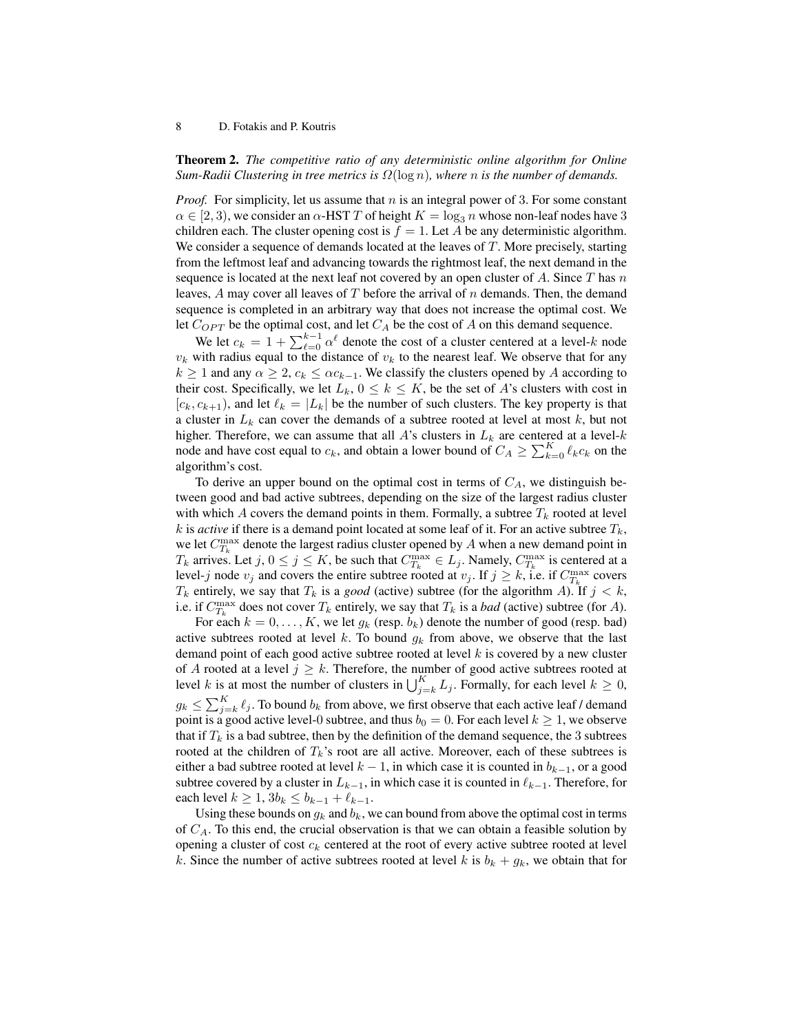**Theorem 2.** *The competitive ratio of any deterministic online algorithm for Online Sum-Radii Clustering in tree metrics is $\Omega(\log n)$, where $n$ is the number of demands.*

*Proof.* For simplicity, let us assume that $n$ is an integral power of 3. For some constant $\alpha \in [2, 3)$, we consider an $\alpha$-HST $T$ of height $K = \log_3 n$ whose non-leaf nodes have 3 children each. The cluster opening cost is $f = 1$. Let $A$ be any deterministic algorithm. We consider a sequence of demands located at the leaves of $T$. More precisely, starting from the leftmost leaf and advancing towards the rightmost leaf, the next demand in the sequence is located at the next leaf not covered by an open cluster of $A$. Since $T$ has $n$ leaves, $A$ may cover all leaves of $T$ before the arrival of $n$ demands. Then, the demand sequence is completed in an arbitrary way that does not increase the optimal cost. We let $C_{OPT}$ be the optimal cost, and let $C_A$ be the cost of $A$ on this demand sequence.

We let $c_k = 1 + \sum_{\ell=0}^{k-1} \alpha^\ell$ denote the cost of a cluster centered at a level-$k$ node $v_k$ with radius equal to the distance of $v_k$ to the nearest leaf. We observe that for any $k \geq 1$ and any $\alpha \geq 2$, $c_k \leq \alpha c_{k-1}$. We classify the clusters opened by $A$ according to their cost. Specifically, we let $L_k$, $0 \leq k \leq K$, be the set of $A$'s clusters with cost in $[c_k, c_{k+1})$, and let $\ell_k = |L_k|$ be the number of such clusters. The key property is that a cluster in $L_k$ can cover the demands of a subtree rooted at level at most $k$, but not higher. Therefore, we can assume that all $A$'s clusters in $L_k$ are centered at a level-$k$ node and have cost equal to $c_k$, and obtain a lower bound of $C_A \geq \sum_{k=0}^{K} \ell_k c_k$ on the algorithm's cost.

To derive an upper bound on the optimal cost in terms of $C_A$, we distinguish between good and bad active subtrees, depending on the size of the largest radius cluster with which $A$ covers the demand points in them. Formally, a subtree $T_k$ rooted at level $k$ is *active* if there is a demand point located at some leaf of it. For an active subtree $T_k$, we let $C_{T_k}^{\max}$ denote the largest radius cluster opened by $A$ when a new demand point in $T_k$ arrives. Let $j$, $0 \leq j \leq K$, be such that $C_{T_k}^{\max} \in L_j$. Namely, $C_{T_k}^{\max}$ is centered at a level-$j$ node $v_j$ and covers the entire subtree rooted at $v_j$. If $j \geq k$, i.e. if $C_{T_k}^{\max}$ covers $T_k$ entirely, we say that $T_k$ is a *good* (active) subtree (for the algorithm $A$). If $j < k$, i.e. if $C_{T_k}^{\max}$ does not cover $T_k$ entirely, we say that $T_k$ is a *bad* (active) subtree (for $A$).

For each $k = 0, \dots, K$, we let $g_k$ (resp. $b_k$) denote the number of good (resp. bad) active subtrees rooted at level $k$. To bound $g_k$ from above, we observe that the last demand point of each good active subtree rooted at level $k$ is covered by a new cluster of $A$ rooted at a level $j \geq k$. Therefore, the number of good active subtrees rooted at level $k$ is at most the number of clusters in $\bigcup_{j=k}^{K} L_j$. Formally, for each level $k \geq 0$, $g_k \leq \sum_{j=k}^{K} \ell_j$. To bound $b_k$ from above, we first observe that each active leaf / demand point is a good active level-0 subtree, and thus $b_0 = 0$. For each level $k \geq 1$, we observe that if $T_k$ is a bad subtree, then by the definition of the demand sequence, the 3 subtrees rooted at the children of $T_k$'s root are all active. Moreover, each of these subtrees is either a bad subtree rooted at level $k-1$, in which case it is counted in $b_{k-1}$, or a good subtree covered by a cluster in $L_{k-1}$, in which case it is counted in $\ell_{k-1}$. Therefore, for each level $k \geq 1$, $3b_k \leq b_{k-1} + \ell_{k-1}$.

Using these bounds on $g_k$ and $b_k$, we can bound from above the optimal cost in terms of $C_A$. To this end, the crucial observation is that we can obtain a feasible solution by opening a cluster of cost $c_k$ centered at the root of every active subtree rooted at level $k$. Since the number of active subtrees rooted at level $k$ is $b_k + g_k$, we obtain that for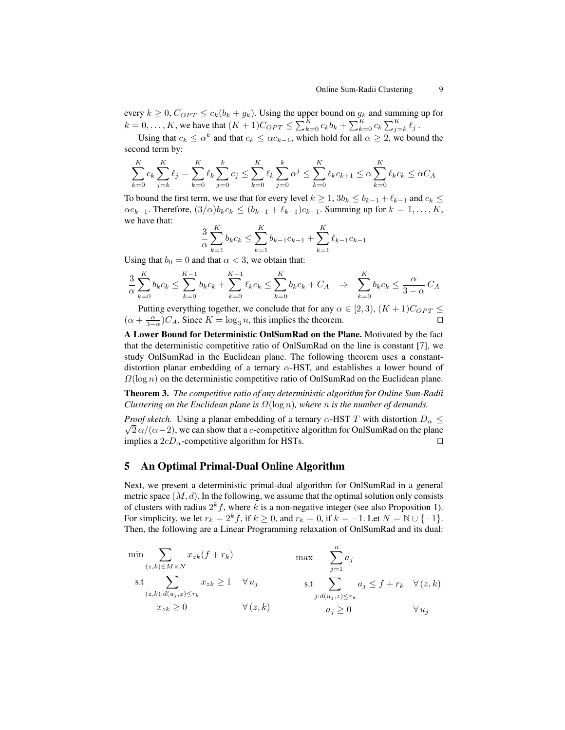every $k \geq 0$, $C_{OPT} \leq c_k(b_k + g_k)$. Using the upper bound on $g_k$ and summing up for $k = 0, \ldots, K$, we have that $(K+1)C_{OPT} \leq \sum_{k=0}^{K} c_k b_k + \sum_{k=0}^{K} c_k \sum_{j=k}^{K} \ell_j$.

Using that $c_k \leq \alpha^k$ and that $c_k \leq \alpha c_{k-1}$, which hold for all $\alpha \geq 2$, we bound the second term by:

$$\sum_{k=0}^{K} c_k \sum_{j=k}^{K} \ell_j = \sum_{k=0}^{K} \ell_k \sum_{j=0}^{k} c_j \leq \sum_{k=0}^{K} \ell_k \sum_{j=0}^{k} \alpha^j \leq \sum_{k=0}^{K} \ell_k c_{k+1} \leq \alpha \sum_{k=0}^{K} \ell_k c_k \leq \alpha C_A$$

To bound the first term, we use that for every level $k \geq 1$, $3b_k \leq b_{k-1} + \ell_{k-1}$ and $c_k \leq \alpha c_{k-1}$. Therefore, $(3/\alpha) b_k c_k \leq (b_{k-1} + \ell_{k-1}) c_{k-1}$. Summing up for $k = 1, \ldots, K$, we have that:

$$\frac{3}{\alpha} \sum_{k=1}^{K} b_k c_k \leq \sum_{k=1}^{K} b_{k-1} c_{k-1} + \sum_{k=1}^{K} \ell_{k-1} c_{k-1}$$

Using that $b_0 = 0$ and that $\alpha < 3$, we obtain that:

$$\frac{3}{\alpha} \sum_{k=0}^{K} b_k c_k \leq \sum_{k=0}^{K-1} b_k c_k + \sum_{k=0}^{K-1} \ell_k c_k \leq \sum_{k=0}^{K} b_k c_k + C_A \quad \Rightarrow \quad \sum_{k=0}^{K} b_k c_k \leq \frac{\alpha}{3-\alpha} C_A$$

Putting everything together, we conclude that for any $\alpha \in [2, 3)$, $(K+1)C_{OPT} \leq (\alpha + \frac{\alpha}{3-\alpha})C_A$. Since $K = \log_3 n$, this implies the theorem. ◻

**A Lower Bound for Deterministic OnlSumRad on the Plane.** Motivated by the fact that the deterministic competitive ratio of OnlSumRad on the line is constant [7], we study OnlSumRad in the Euclidean plane. The following theorem uses a constant-distortion planar embedding of a ternary $\alpha$-HST, and establishes a lower bound of $\Omega(\log n)$ on the deterministic competitive ratio of OnlSumRad on the Euclidean plane.

**Theorem 3.** *The competitive ratio of any deterministic algorithm for Online Sum-Radii Clustering on the Euclidean plane is $\Omega(\log n)$, where $n$ is the number of demands.*

*Proof sketch.* Using a planar embedding of a ternary $\alpha$-HST $T$ with distortion $D_\alpha \leq \sqrt{2}\,\alpha/(\alpha-2)$, we can show that a $c$-competitive algorithm for OnlSumRad on the plane implies a $2cD_\alpha$-competitive algorithm for HSTs. ◻

## 5 An Optimal Primal-Dual Online Algorithm

Next, we present a deterministic primal-dual algorithm for OnlSumRad in a general metric space $(M, d)$. In the following, we assume that the optimal solution only consists of clusters with radius $2^k f$, where $k$ is a non-negative integer (see also Proposition 1). For simplicity, we let $r_k = 2^k f$, if $k \geq 0$, and $r_k = 0$, if $k = -1$. Let $N = \mathbb{N} \cup \{-1\}$. Then, the following are a Linear Programming relaxation of OnlSumRad and its dual:

$$\begin{aligned}
\min \quad & \sum_{(z,k) \in M \times N} x_{zk}(f + r_k) \\
\text{s.t} \quad & \sum_{(z,k): d(u_j, z) \leq r_k} x_{zk} \geq 1 \quad && \forall\, u_j \\
& x_{zk} \geq 0 && \forall\, (z,k)
\end{aligned}
\qquad\qquad
\begin{aligned}
\max \quad & \sum_{j=1}^{n} a_j \\
\text{s.t} \quad & \sum_{j: d(u_j, z) \leq r_k} a_j \leq f + r_k \quad && \forall\, (z,k) \\
& a_j \geq 0 && \forall\, u_j
\end{aligned}$$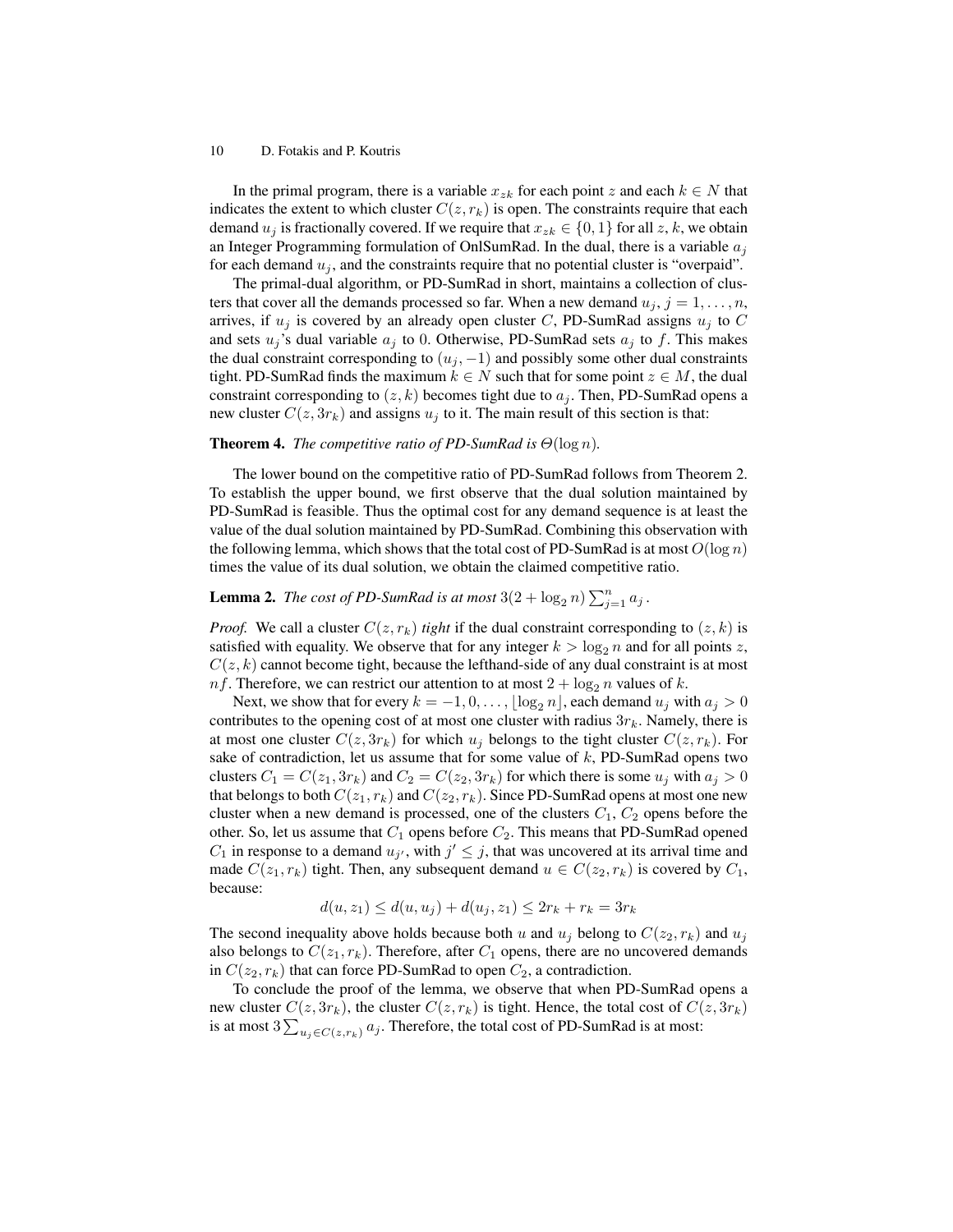In the primal program, there is a variable $x_{zk}$ for each point $z$ and each $k \in N$ that indicates the extent to which cluster $C(z, r_k)$ is open. The constraints require that each demand $u_j$ is fractionally covered. If we require that $x_{zk} \in \{0, 1\}$ for all $z, k$, we obtain an Integer Programming formulation of OnlSumRad. In the dual, there is a variable $a_j$ for each demand $u_j$, and the constraints require that no potential cluster is "overpaid".

The primal-dual algorithm, or PD-SumRad in short, maintains a collection of clusters that cover all the demands processed so far. When a new demand $u_j$, $j = 1, \dots, n$, arrives, if $u_j$ is covered by an already open cluster $C$, PD-SumRad assigns $u_j$ to $C$ and sets $u_j$'s dual variable $a_j$ to 0. Otherwise, PD-SumRad sets $a_j$ to $f$. This makes the dual constraint corresponding to $(u_j, -1)$ and possibly some other dual constraints tight. PD-SumRad finds the maximum $k \in N$ such that for some point $z \in M$, the dual constraint corresponding to $(z, k)$ becomes tight due to $a_j$. Then, PD-SumRad opens a new cluster $C(z, 3r_k)$ and assigns $u_j$ to it. The main result of this section is that:

**Theorem 4.** *The competitive ratio of PD-SumRad is $\Theta(\log n)$.*

The lower bound on the competitive ratio of PD-SumRad follows from Theorem 2. To establish the upper bound, we first observe that the dual solution maintained by PD-SumRad is feasible. Thus the optimal cost for any demand sequence is at least the value of the dual solution maintained by PD-SumRad. Combining this observation with the following lemma, which shows that the total cost of PD-SumRad is at most $O(\log n)$ times the value of its dual solution, we obtain the claimed competitive ratio.

**Lemma 2.** *The cost of PD-SumRad is at most $3(2 + \log_2 n) \sum_{j=1}^{n} a_j$.*

*Proof.* We call a cluster $C(z, r_k)$ *tight* if the dual constraint corresponding to $(z, k)$ is satisfied with equality. We observe that for any integer $k > \log_2 n$ and for all points $z$, $C(z, k)$ cannot become tight, because the lefthand-side of any dual constraint is at most $nf$. Therefore, we can restrict our attention to at most $2 + \log_2 n$ values of $k$.

Next, we show that for every $k = -1, 0, \dots, \lfloor \log_2 n \rfloor$, each demand $u_j$ with $a_j > 0$ contributes to the opening cost of at most one cluster with radius $3r_k$. Namely, there is at most one cluster $C(z, 3r_k)$ for which $u_j$ belongs to the tight cluster $C(z, r_k)$. For sake of contradiction, let us assume that for some value of $k$, PD-SumRad opens two clusters $C_1 = C(z_1, 3r_k)$ and $C_2 = C(z_2, 3r_k)$ for which there is some $u_j$ with $a_j > 0$ that belongs to both $C(z_1, r_k)$ and $C(z_2, r_k)$. Since PD-SumRad opens at most one new cluster when a new demand is processed, one of the clusters $C_1$, $C_2$ opens before the other. So, let us assume that $C_1$ opens before $C_2$. This means that PD-SumRad opened $C_1$ in response to a demand $u_{j'}$, with $j' \leq j$, that was uncovered at its arrival time and made $C(z_1, r_k)$ tight. Then, any subsequent demand $u \in C(z_2, r_k)$ is covered by $C_1$, because:

$$d(u, z_1) \leq d(u, u_j) + d(u_j, z_1) \leq 2r_k + r_k = 3r_k$$

The second inequality above holds because both $u$ and $u_j$ belong to $C(z_2, r_k)$ and $u_j$ also belongs to $C(z_1, r_k)$. Therefore, after $C_1$ opens, there are no uncovered demands in $C(z_2, r_k)$ that can force PD-SumRad to open $C_2$, a contradiction.

To conclude the proof of the lemma, we observe that when PD-SumRad opens a new cluster $C(z, 3r_k)$, the cluster $C(z, r_k)$ is tight. Hence, the total cost of $C(z, 3r_k)$ is at most $3 \sum_{u_j \in C(z, r_k)} a_j$. Therefore, the total cost of PD-SumRad is at most: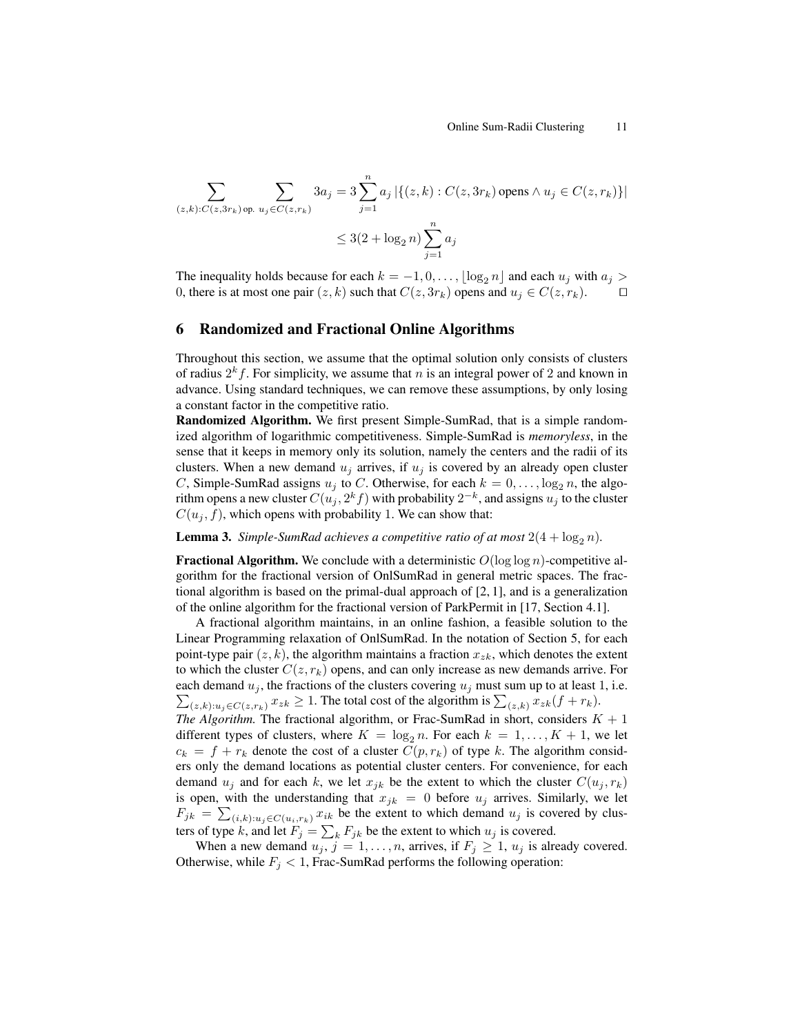$$\sum_{(z,k):C(z,3r_k)\,\text{op.}} \sum_{u_j \in C(z,r_k)} 3a_j = 3\sum_{j=1}^{n} a_j \,|\{(z,k) : C(z,3r_k)\text{ opens} \wedge u_j \in C(z,r_k)\}|$$

$$\leq 3(2+\log_2 n)\sum_{j=1}^{n} a_j$$

The inequality holds because for each $k = -1, 0, \ldots, \lfloor \log_2 n \rfloor$ and each $u_j$ with $a_j > 0$, there is at most one pair $(z, k)$ such that $C(z, 3r_k)$ opens and $u_j \in C(z, r_k)$. $\square$

## 6 Randomized and Fractional Online Algorithms

Throughout this section, we assume that the optimal solution only consists of clusters of radius $2^k f$. For simplicity, we assume that $n$ is an integral power of 2 and known in advance. Using standard techniques, we can remove these assumptions, by only losing a constant factor in the competitive ratio.

**Randomized Algorithm.** We first present Simple-SumRad, that is a simple randomized algorithm of logarithmic competitiveness. Simple-SumRad is *memoryless*, in the sense that it keeps in memory only its solution, namely the centers and the radii of its clusters. When a new demand $u_j$ arrives, if $u_j$ is covered by an already open cluster $C$, Simple-SumRad assigns $u_j$ to $C$. Otherwise, for each $k = 0, \ldots, \log_2 n$, the algorithm opens a new cluster $C(u_j, 2^k f)$ with probability $2^{-k}$, and assigns $u_j$ to the cluster $C(u_j, f)$, which opens with probability 1. We can show that:

**Lemma 3.** *Simple-SumRad achieves a competitive ratio of at most* $2(4 + \log_2 n)$.

**Fractional Algorithm.** We conclude with a deterministic $O(\log\log n)$-competitive algorithm for the fractional version of OnlSumRad in general metric spaces. The fractional algorithm is based on the primal-dual approach of [2, 1], and is a generalization of the online algorithm for the fractional version of ParkPermit in [17, Section 4.1].

A fractional algorithm maintains, in an online fashion, a feasible solution to the Linear Programming relaxation of OnlSumRad. In the notation of Section 5, for each point-type pair $(z, k)$, the algorithm maintains a fraction $x_{zk}$, which denotes the extent to which the cluster $C(z, r_k)$ opens, and can only increase as new demands arrive. For each demand $u_j$, the fractions of the clusters covering $u_j$ must sum up to at least 1, i.e. $\sum_{(z,k):u_j \in C(z,r_k)} x_{zk} \geq 1$. The total cost of the algorithm is $\sum_{(z,k)} x_{zk}(f + r_k)$.

*The Algorithm.* The fractional algorithm, or Frac-SumRad in short, considers $K + 1$ different types of clusters, where $K = \log_2 n$. For each $k = 1, \ldots, K + 1$, we let $c_k = f + r_k$ denote the cost of a cluster $C(p, r_k)$ of type $k$. The algorithm considers only the demand locations as potential cluster centers. For convenience, for each demand $u_j$ and for each $k$, we let $x_{jk}$ be the extent to which the cluster $C(u_j, r_k)$ is open, with the understanding that $x_{jk} = 0$ before $u_j$ arrives. Similarly, we let $F_{jk} = \sum_{(i,k):u_j \in C(u_i,r_k)} x_{ik}$ be the extent to which demand $u_j$ is covered by clusters of type $k$, and let $F_j = \sum_k F_{jk}$ be the extent to which $u_j$ is covered.

When a new demand $u_j$, $j = 1, \ldots, n$, arrives, if $F_j \geq 1$, $u_j$ is already covered. Otherwise, while $F_j < 1$, Frac-SumRad performs the following operation: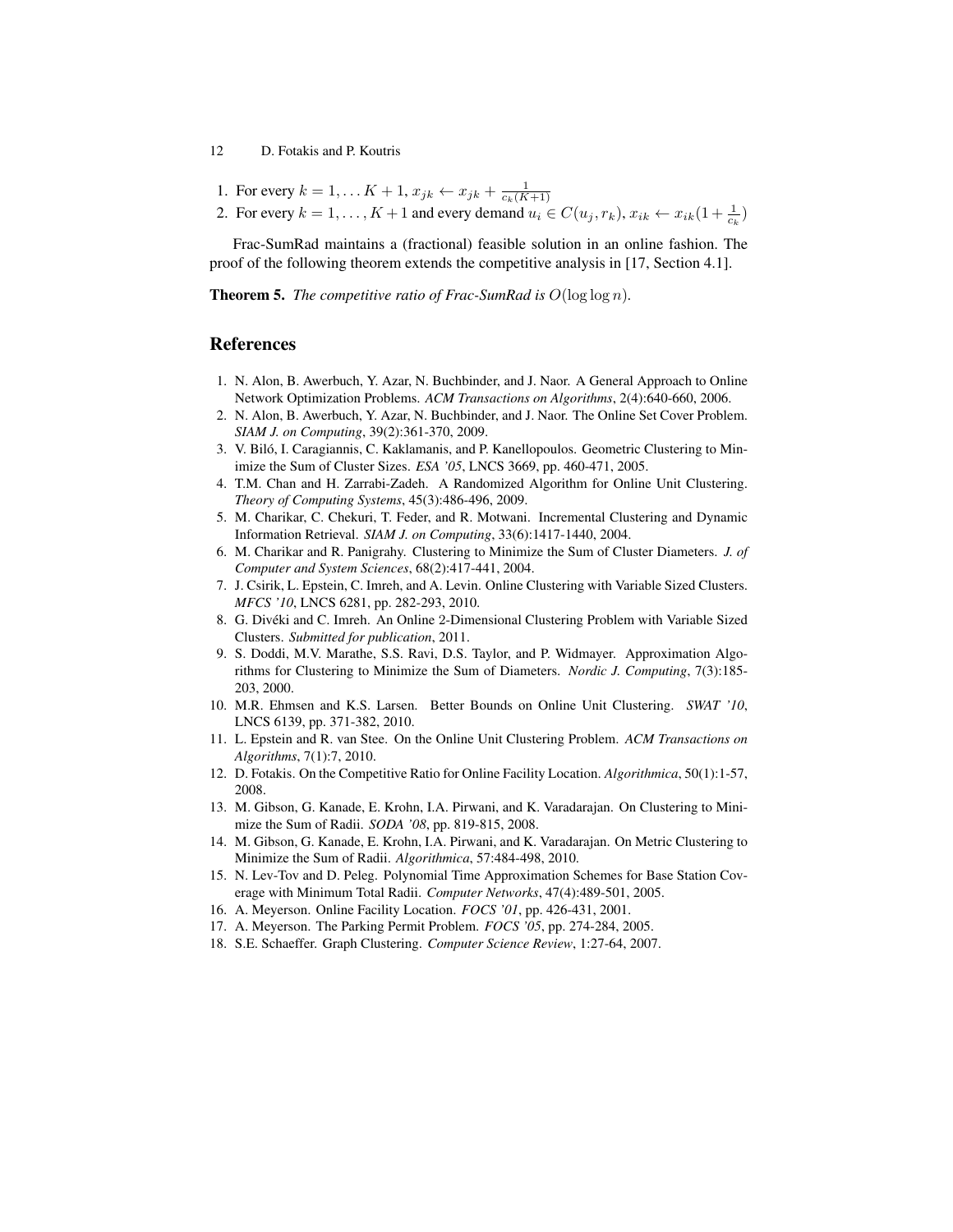1. For every $k = 1, \dots K+1$, $x_{jk} \leftarrow x_{jk} + \frac{1}{c_k(K+1)}$
2. For every $k = 1, \dots, K+1$ and every demand $u_i \in C(u_j, r_k)$, $x_{ik} \leftarrow x_{ik}(1 + \frac{1}{c_k})$

Frac-SumRad maintains a (fractional) feasible solution in an online fashion. The proof of the following theorem extends the competitive analysis in [17, Section 4.1].

**Theorem 5.** *The competitive ratio of Frac-SumRad is $O(\log \log n)$.*

## References

1. N. Alon, B. Awerbuch, Y. Azar, N. Buchbinder, and J. Naor. A General Approach to Online Network Optimization Problems. *ACM Transactions on Algorithms*, 2(4):640-660, 2006.
2. N. Alon, B. Awerbuch, Y. Azar, N. Buchbinder, and J. Naor. The Online Set Cover Problem. *SIAM J. on Computing*, 39(2):361-370, 2009.
3. V. Biló, I. Caragiannis, C. Kaklamanis, and P. Kanellopoulos. Geometric Clustering to Minimize the Sum of Cluster Sizes. *ESA '05*, LNCS 3669, pp. 460-471, 2005.
4. T.M. Chan and H. Zarrabi-Zadeh. A Randomized Algorithm for Online Unit Clustering. *Theory of Computing Systems*, 45(3):486-496, 2009.
5. M. Charikar, C. Chekuri, T. Feder, and R. Motwani. Incremental Clustering and Dynamic Information Retrieval. *SIAM J. on Computing*, 33(6):1417-1440, 2004.
6. M. Charikar and R. Panigrahy. Clustering to Minimize the Sum of Cluster Diameters. *J. of Computer and System Sciences*, 68(2):417-441, 2004.
7. J. Csirik, L. Epstein, C. Imreh, and A. Levin. Online Clustering with Variable Sized Clusters. *MFCS '10*, LNCS 6281, pp. 282-293, 2010.
8. G. Divéki and C. Imreh. An Online 2-Dimensional Clustering Problem with Variable Sized Clusters. *Submitted for publication*, 2011.
9. S. Doddi, M.V. Marathe, S.S. Ravi, D.S. Taylor, and P. Widmayer. Approximation Algorithms for Clustering to Minimize the Sum of Diameters. *Nordic J. Computing*, 7(3):185-203, 2000.
10. M.R. Ehmsen and K.S. Larsen. Better Bounds on Online Unit Clustering. *SWAT '10*, LNCS 6139, pp. 371-382, 2010.
11. L. Epstein and R. van Stee. On the Online Unit Clustering Problem. *ACM Transactions on Algorithms*, 7(1):7, 2010.
12. D. Fotakis. On the Competitive Ratio for Online Facility Location. *Algorithmica*, 50(1):1-57, 2008.
13. M. Gibson, G. Kanade, E. Krohn, I.A. Pirwani, and K. Varadarajan. On Clustering to Minimize the Sum of Radii. *SODA '08*, pp. 819-815, 2008.
14. M. Gibson, G. Kanade, E. Krohn, I.A. Pirwani, and K. Varadarajan. On Metric Clustering to Minimize the Sum of Radii. *Algorithmica*, 57:484-498, 2010.
15. N. Lev-Tov and D. Peleg. Polynomial Time Approximation Schemes for Base Station Coverage with Minimum Total Radii. *Computer Networks*, 47(4):489-501, 2005.
16. A. Meyerson. Online Facility Location. *FOCS '01*, pp. 426-431, 2001.
17. A. Meyerson. The Parking Permit Problem. *FOCS '05*, pp. 274-284, 2005.
18. S.E. Schaeffer. Graph Clustering. *Computer Science Review*, 1:27-64, 2007.